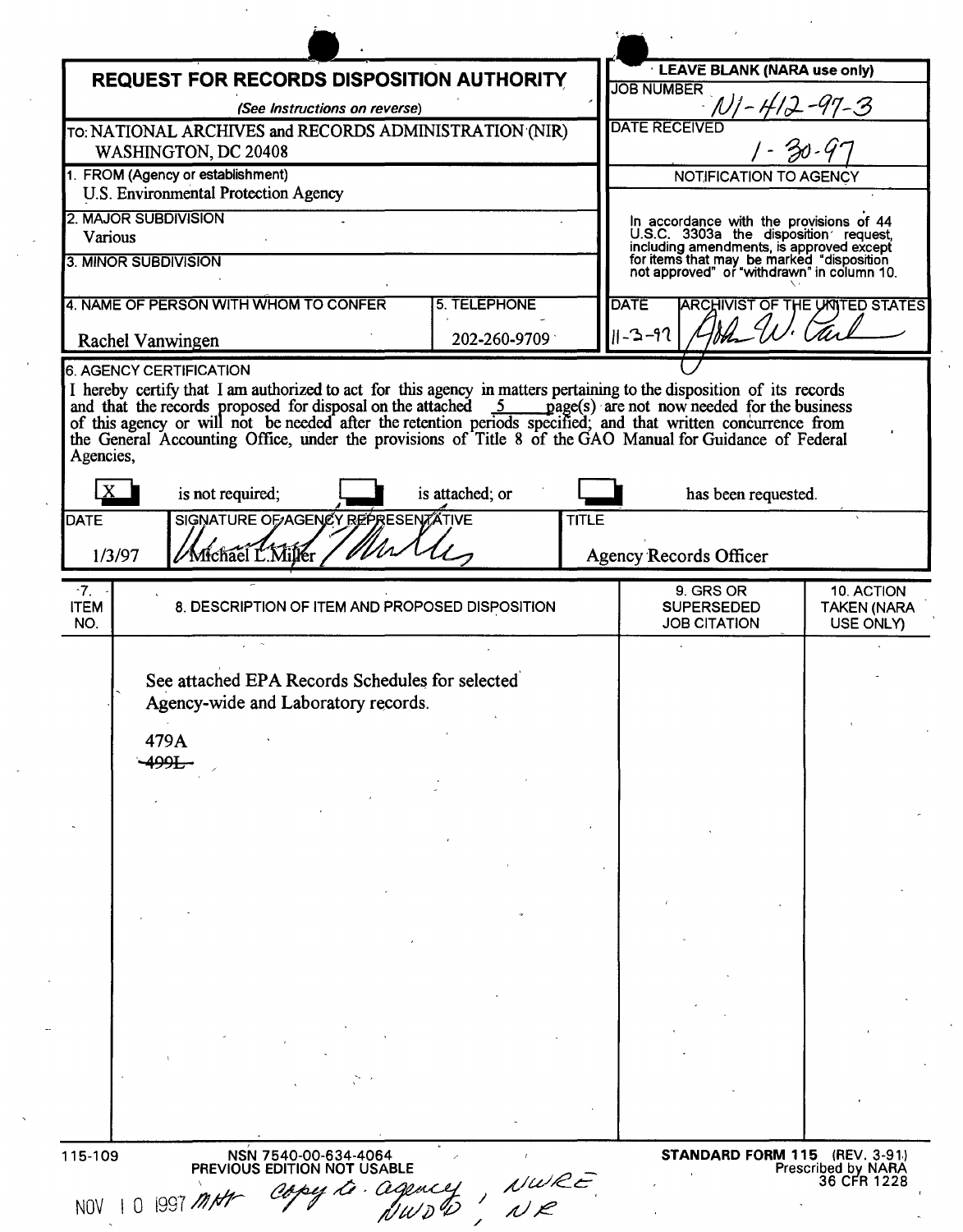# REQUEST FOR RECORDS DISPOSITION AUTHORITY

*(See Instructions on reverse)*

**LEAVE BLANK (NARA use only)**

JOB NUMBER: N1-412-97-3

DATE RECEIVED: 1-30-97

NOTIFICATION TO AGENCY

In accordance with the provisions of 44 U.S.C. 3303a the disposition request, including amendments, is approved except for items that may be marked "disposition not approved" or "withdrawn" in column 10.

DATE: 11-3-97

ARCHIVIST OF THE UNITED STATES: John W. Carl

TO: NATIONAL ARCHIVES and RECORDS ADMINISTRATION (NIR)
WASHINGTON, DC 20408

1. FROM (Agency or establishment)
U.S. Environmental Protection Agency

2. MAJOR SUBDIVISION
Various

3. MINOR SUBDIVISION

4. NAME OF PERSON WITH WHOM TO CONFER
Rachel Vanwingen

5. TELEPHONE
202-260-9709

6. AGENCY CERTIFICATION

I hereby certify that I am authorized to act for this agency in matters pertaining to the disposition of its records and that the records proposed for disposal on the attached 5 page(s) are not now needed for the business of this agency or will not be needed after the retention periods specified; and that written concurrence from the General Accounting Office, under the provisions of Title 8 of the GAO Manual for Guidance of Federal Agencies,

[X] is not required; [ ] is attached; or [ ] has been requested.

| DATE | SIGNATURE OF AGENCY REPRESENTATIVE | TITLE |
|---|---|---|
| 1/3/97 | Michael L. Miller | Agency Records Officer |

| 7. ITEM NO. | 8. DESCRIPTION OF ITEM AND PROPOSED DISPOSITION | 9. GRS OR SUPERSEDED JOB CITATION | 10. ACTION TAKEN (NARA USE ONLY) |
|---|---|---|---|
| | See attached EPA Records Schedules for selected Agency-wide and Laboratory records.<br><br>479A<br>~~499L~~ | | |

115-109

NSN 7540-00-634-4064
PREVIOUS EDITION NOT USABLE

**STANDARD FORM 115** (REV. 3-91)
Prescribed by NARA
36 CFR 1228

NOV 10 1997 MHr copy to agency, NWRE, NWDD, NR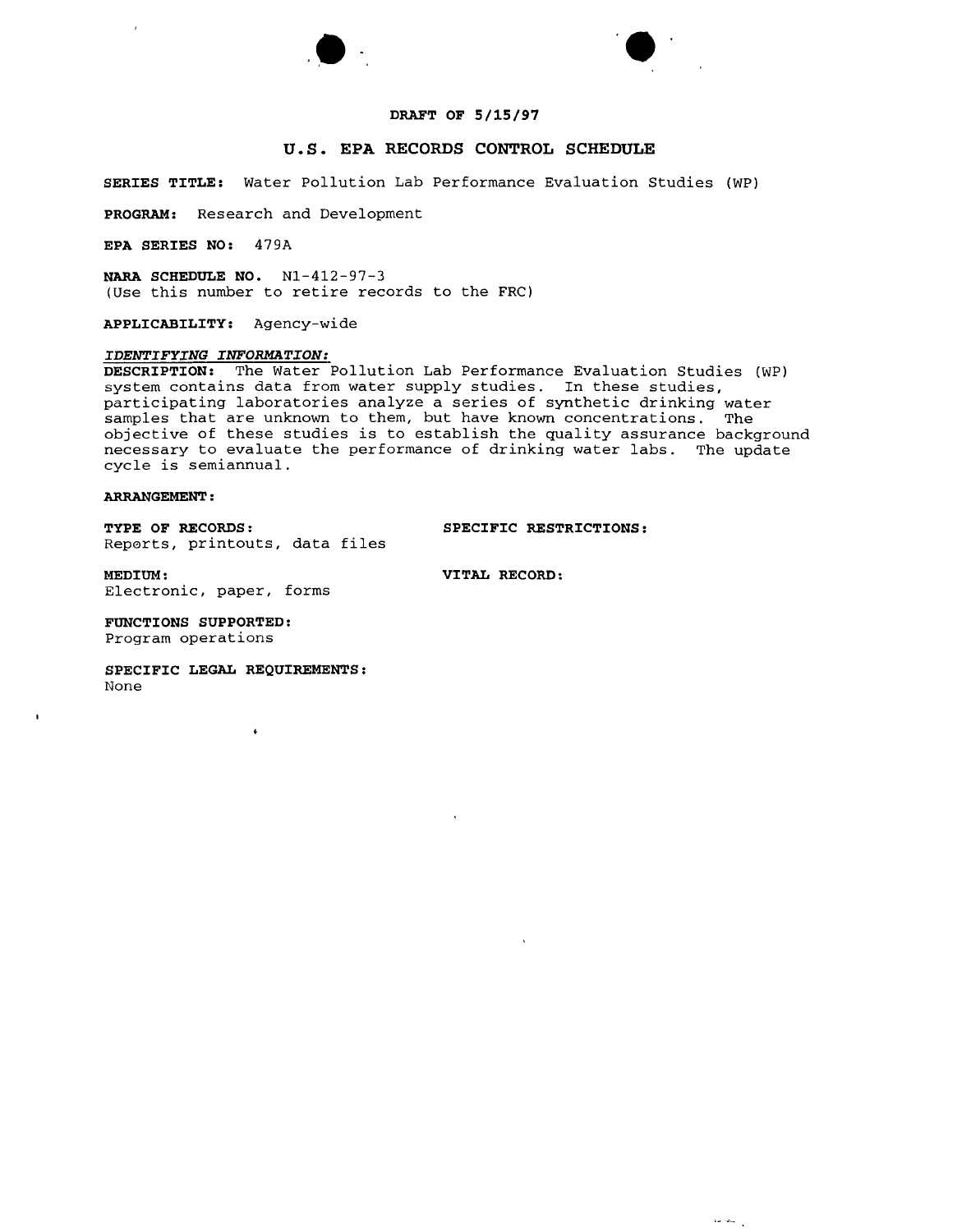DRAFT OF 5/15/97

# U.S. EPA RECORDS CONTROL SCHEDULE

**SERIES TITLE:** Water Pollution Lab Performance Evaluation Studies (WP)

**PROGRAM:** Research and Development

**EPA SERIES NO:** 479A

**NARA SCHEDULE NO.** N1-412-97-3
(Use this number to retire records to the FRC)

**APPLICABILITY:** Agency-wide

***IDENTIFYING INFORMATION:***

**DESCRIPTION:** The Water Pollution Lab Performance Evaluation Studies (WP) system contains data from water supply studies. In these studies, participating laboratories analyze a series of synthetic drinking water samples that are unknown to them, but have known concentrations. The objective of these studies is to establish the quality assurance background necessary to evaluate the performance of drinking water labs. The update cycle is semiannual.

**ARRANGEMENT:**

**TYPE OF RECORDS:**
Reports, printouts, data files

**SPECIFIC RESTRICTIONS:**

**MEDIUM:**
Electronic, paper, forms

**VITAL RECORD:**

**FUNCTIONS SUPPORTED:**
Program operations

**SPECIFIC LEGAL REQUIREMENTS:**
None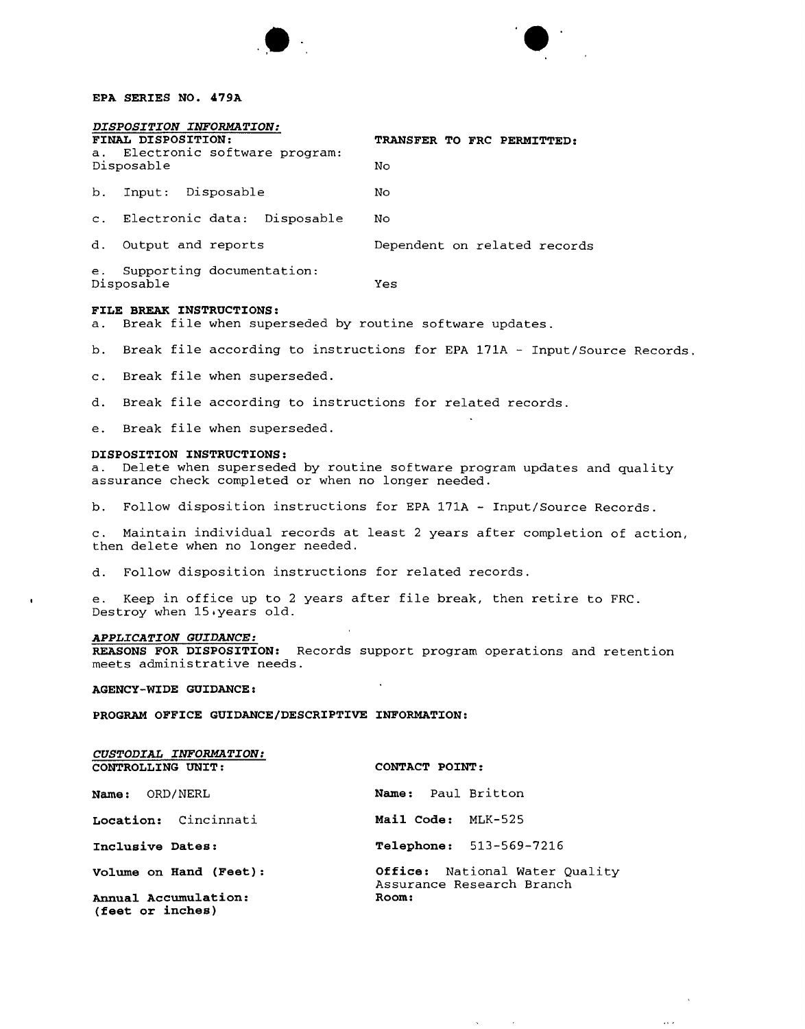**EPA SERIES NO. 479A**

*DISPOSITION INFORMATION:*

| FINAL DISPOSITION: | TRANSFER TO FRC PERMITTED: |
|---|---|
| a. Electronic software program: Disposable | No |
| b. Input: Disposable | No |
| c. Electronic data: Disposable | No |
| d. Output and reports | Dependent on related records |
| e. Supporting documentation: Disposable | Yes |

**FILE BREAK INSTRUCTIONS:**

a. Break file when superseded by routine software updates.

b. Break file according to instructions for EPA 171A - Input/Source Records.

c. Break file when superseded.

d. Break file according to instructions for related records.

e. Break file when superseded.

**DISPOSITION INSTRUCTIONS:**

a. Delete when superseded by routine software program updates and quality assurance check completed or when no longer needed.

b. Follow disposition instructions for EPA 171A - Input/Source Records.

c. Maintain individual records at least 2 years after completion of action, then delete when no longer needed.

d. Follow disposition instructions for related records.

e. Keep in office up to 2 years after file break, then retire to FRC. Destroy when 15 years old.

*APPLICATION GUIDANCE:*

**REASONS FOR DISPOSITION:** Records support program operations and retention meets administrative needs.

**AGENCY-WIDE GUIDANCE:**

**PROGRAM OFFICE GUIDANCE/DESCRIPTIVE INFORMATION:**

*CUSTODIAL INFORMATION:*

| CONTROLLING UNIT: | CONTACT POINT: |
|---|---|
| **Name:** ORD/NERL | **Name:** Paul Britton |
| **Location:** Cincinnati | **Mail Code:** MLK-525 |
| **Inclusive Dates:** | **Telephone:** 513-569-7216 |
| **Volume on Hand (Feet):** | **Office:** National Water Quality Assurance Research Branch |
| **Annual Accumulation: (feet or inches)** | **Room:** |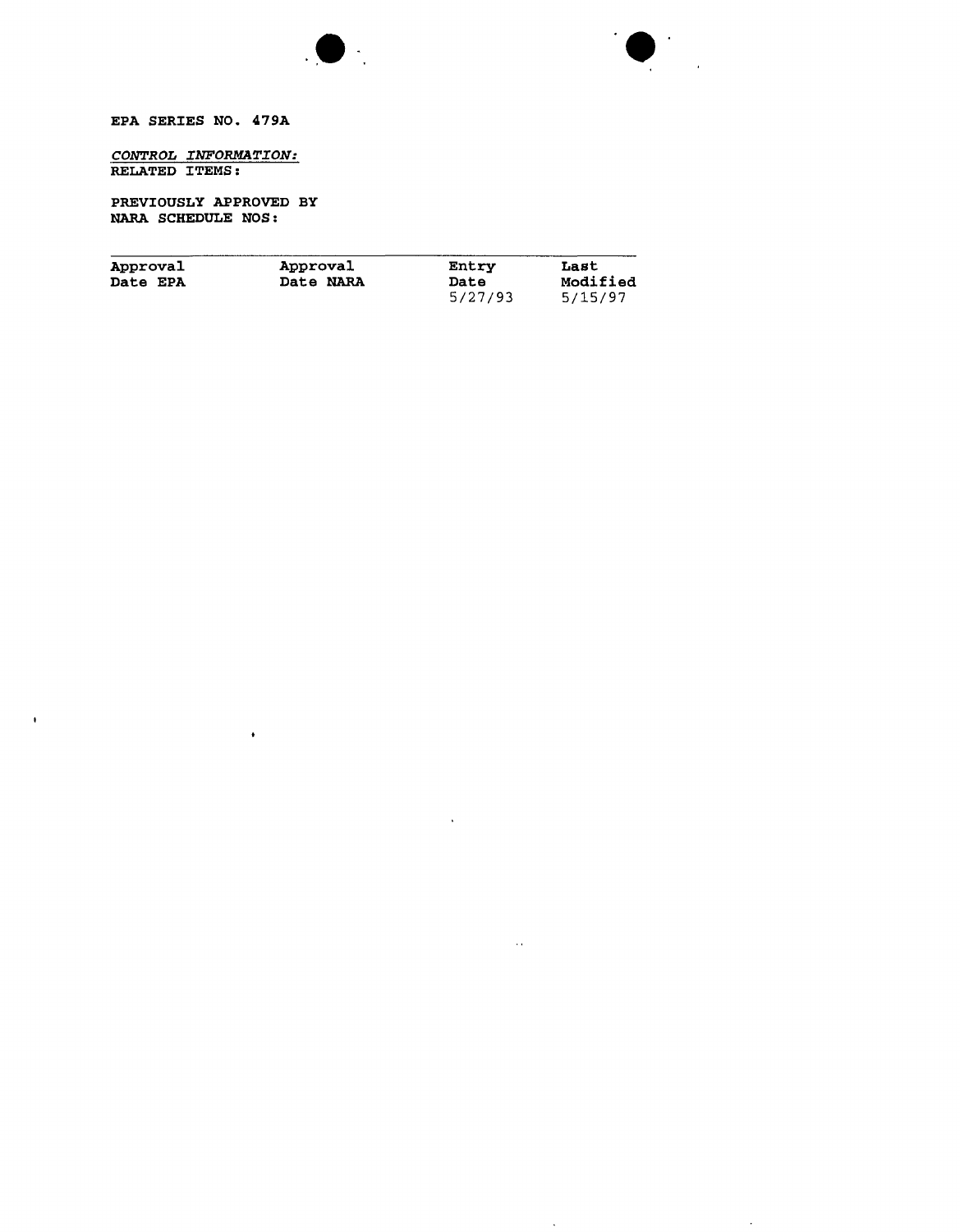**EPA SERIES NO. 479A**

*CONTROL INFORMATION:*
**RELATED ITEMS:**

**PREVIOUSLY APPROVED BY NARA SCHEDULE NOS:**

| Approval Date EPA | Approval Date NARA | Entry Date | Last Modified |
|---|---|---|---|
| | | 5/27/93 | 5/15/97 |